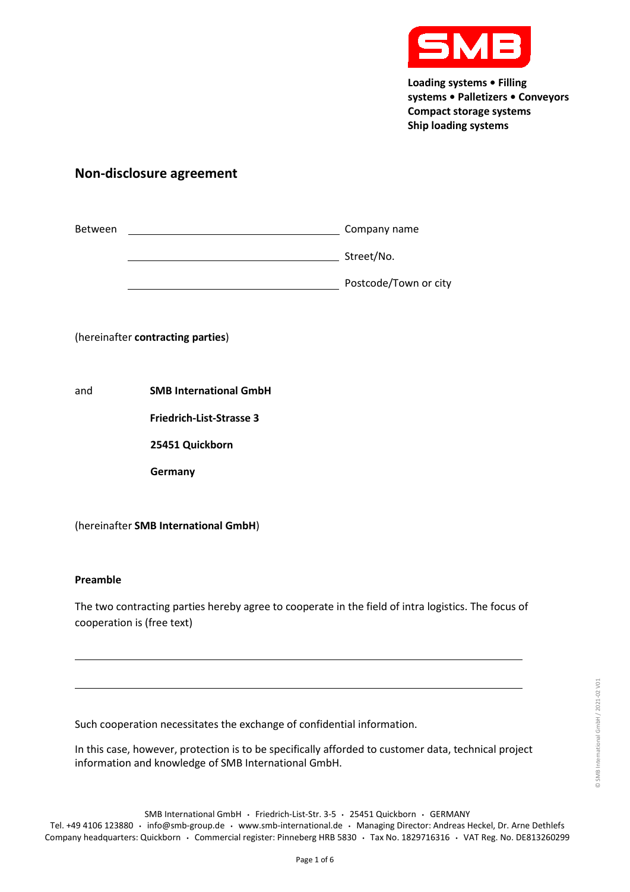Loading systems • Filling systems • Palletizers • Conveyors
Compact storage systems
Ship loading systems

## Non-disclosure agreement

Between \_\_\_\_\_\_\_\_\_\_\_\_\_\_\_\_\_\_\_\_\_\_\_\_\_\_\_\_\_\_ Company name

\_\_\_\_\_\_\_\_\_\_\_\_\_\_\_\_\_\_\_\_\_\_\_\_\_\_\_\_\_\_ Street/No.

\_\_\_\_\_\_\_\_\_\_\_\_\_\_\_\_\_\_\_\_\_\_\_\_\_\_\_\_\_\_ Postcode/Town or city

(hereinafter **contracting parties**)

and **SMB International GmbH**

**Friedrich-List-Strasse 3**

**25451 Quickborn**

**Germany**

(hereinafter **SMB International GmbH**)

**Preamble**

The two contracting parties hereby agree to cooperate in the field of intra logistics. The focus of cooperation is (free text)

\_\_\_\_\_\_\_\_\_\_\_\_\_\_\_\_\_\_\_\_\_\_\_\_\_\_\_\_\_\_\_\_\_\_\_\_\_\_\_\_\_\_\_\_\_\_\_\_\_\_\_\_\_\_\_\_\_\_\_\_

\_\_\_\_\_\_\_\_\_\_\_\_\_\_\_\_\_\_\_\_\_\_\_\_\_\_\_\_\_\_\_\_\_\_\_\_\_\_\_\_\_\_\_\_\_\_\_\_\_\_\_\_\_\_\_\_\_\_\_\_

Such cooperation necessitates the exchange of confidential information.

In this case, however, protection is to be specifically afforded to customer data, technical project information and knowledge of SMB International GmbH.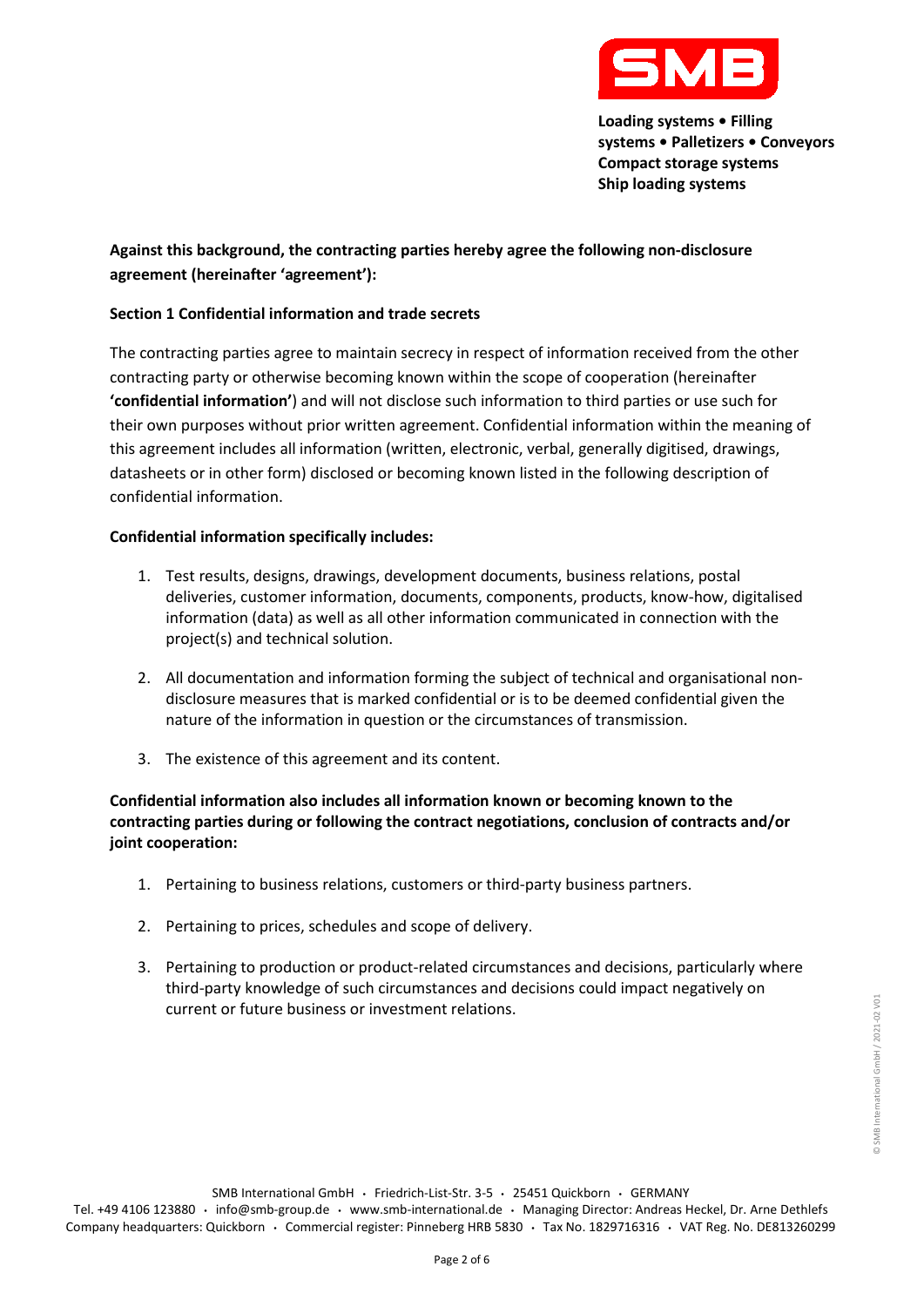**Against this background, the contracting parties hereby agree the following non-disclosure agreement (hereinafter 'agreement'):**

## Section 1 Confidential information and trade secrets

The contracting parties agree to maintain secrecy in respect of information received from the other contracting party or otherwise becoming known within the scope of cooperation (hereinafter **'confidential information'**) and will not disclose such information to third parties or use such for their own purposes without prior written agreement. Confidential information within the meaning of this agreement includes all information (written, electronic, verbal, generally digitised, drawings, datasheets or in other form) disclosed or becoming known listed in the following description of confidential information.

**Confidential information specifically includes:**

1. Test results, designs, drawings, development documents, business relations, postal deliveries, customer information, documents, components, products, know-how, digitalised information (data) as well as all other information communicated in connection with the project(s) and technical solution.

2. All documentation and information forming the subject of technical and organisational non-disclosure measures that is marked confidential or is to be deemed confidential given the nature of the information in question or the circumstances of transmission.

3. The existence of this agreement and its content.

**Confidential information also includes all information known or becoming known to the contracting parties during or following the contract negotiations, conclusion of contracts and/or joint cooperation:**

1. Pertaining to business relations, customers or third-party business partners.

2. Pertaining to prices, schedules and scope of delivery.

3. Pertaining to production or product-related circumstances and decisions, particularly where third-party knowledge of such circumstances and decisions could impact negatively on current or future business or investment relations.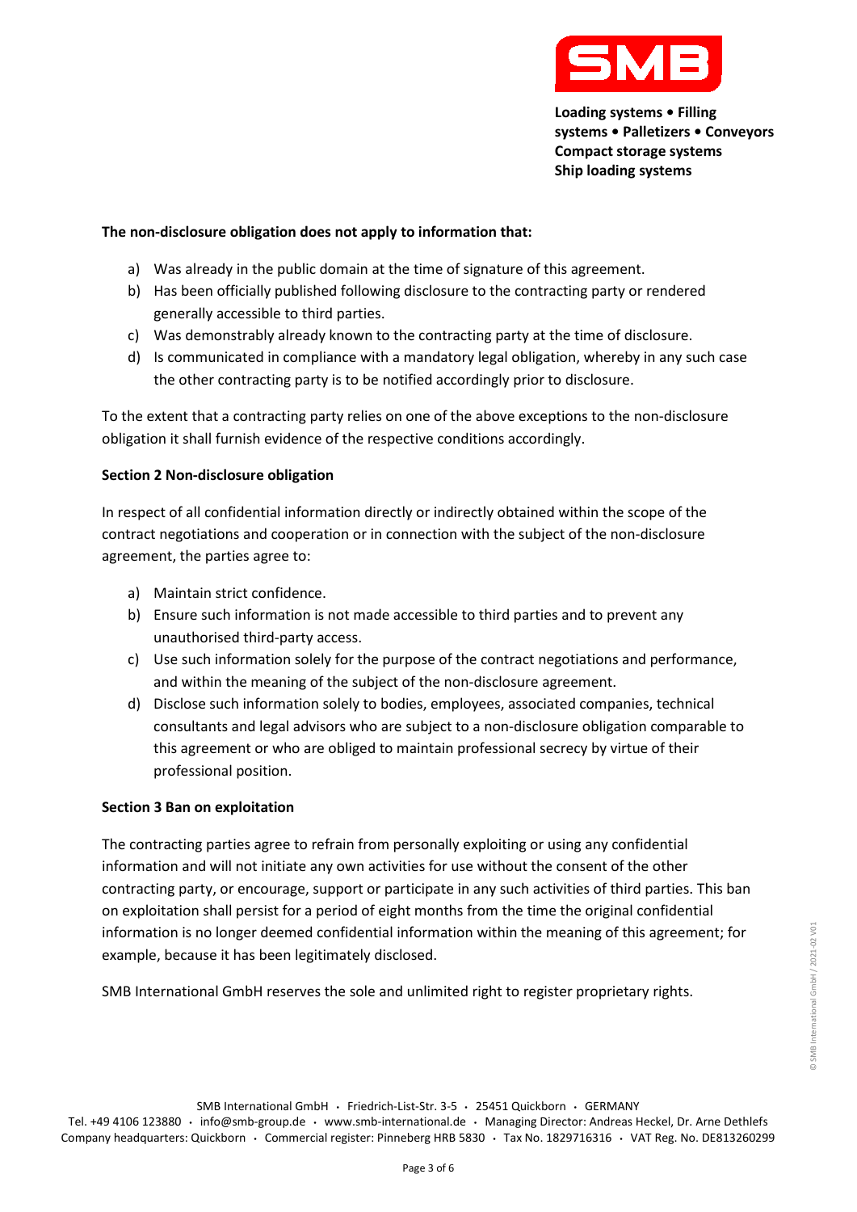**The non-disclosure obligation does not apply to information that:**

a) Was already in the public domain at the time of signature of this agreement.
b) Has been officially published following disclosure to the contracting party or rendered generally accessible to third parties.
c) Was demonstrably already known to the contracting party at the time of disclosure.
d) Is communicated in compliance with a mandatory legal obligation, whereby in any such case the other contracting party is to be notified accordingly prior to disclosure.

To the extent that a contracting party relies on one of the above exceptions to the non-disclosure obligation it shall furnish evidence of the respective conditions accordingly.

**Section 2 Non-disclosure obligation**

In respect of all confidential information directly or indirectly obtained within the scope of the contract negotiations and cooperation or in connection with the subject of the non-disclosure agreement, the parties agree to:

a) Maintain strict confidence.
b) Ensure such information is not made accessible to third parties and to prevent any unauthorised third-party access.
c) Use such information solely for the purpose of the contract negotiations and performance, and within the meaning of the subject of the non-disclosure agreement.
d) Disclose such information solely to bodies, employees, associated companies, technical consultants and legal advisors who are subject to a non-disclosure obligation comparable to this agreement or who are obliged to maintain professional secrecy by virtue of their professional position.

**Section 3 Ban on exploitation**

The contracting parties agree to refrain from personally exploiting or using any confidential information and will not initiate any own activities for use without the consent of the other contracting party, or encourage, support or participate in any such activities of third parties. This ban on exploitation shall persist for a period of eight months from the time the original confidential information is no longer deemed confidential information within the meaning of this agreement; for example, because it has been legitimately disclosed.

SMB International GmbH reserves the sole and unlimited right to register proprietary rights.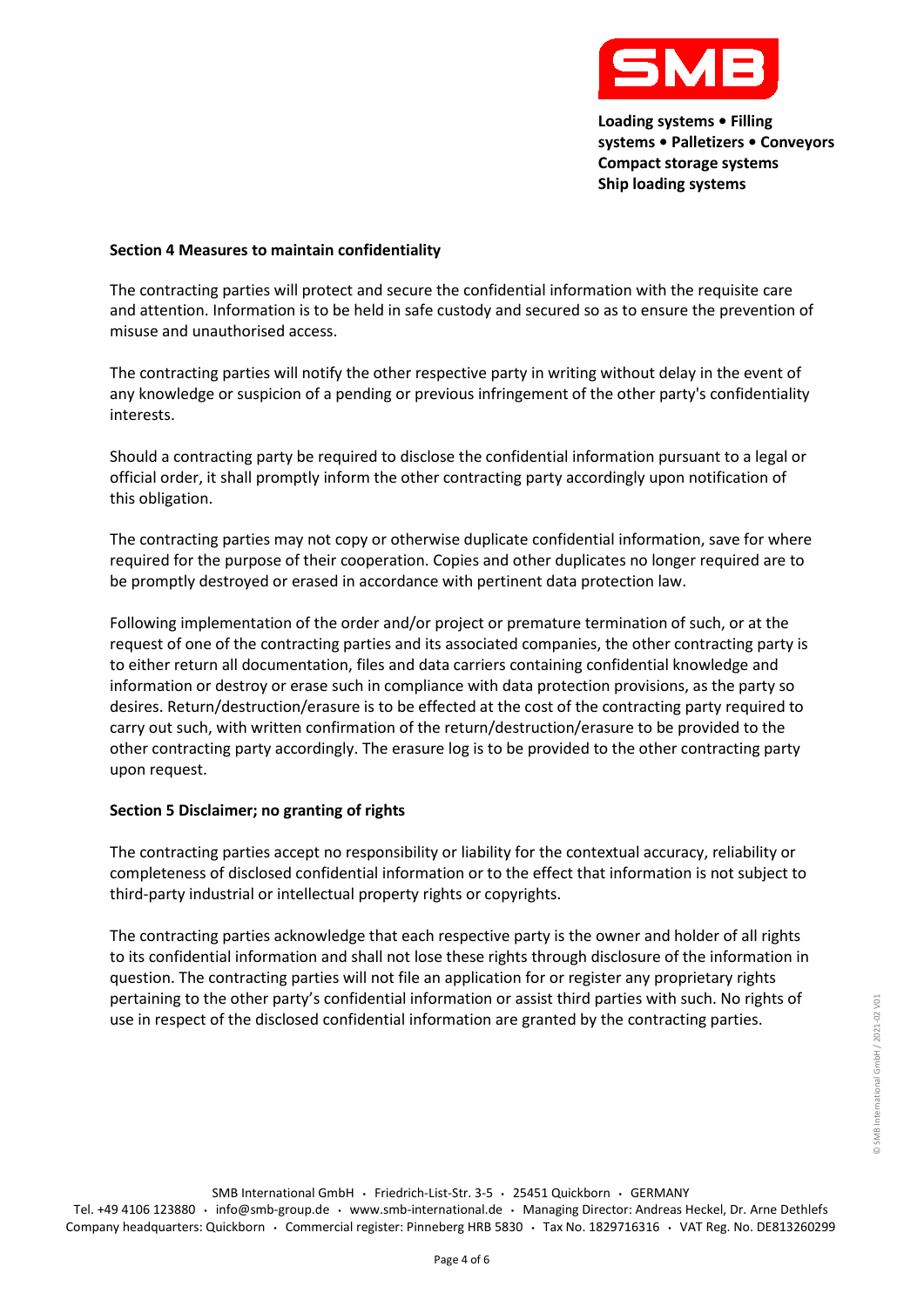### Section 4 Measures to maintain confidentiality

The contracting parties will protect and secure the confidential information with the requisite care and attention. Information is to be held in safe custody and secured so as to ensure the prevention of misuse and unauthorised access.

The contracting parties will notify the other respective party in writing without delay in the event of any knowledge or suspicion of a pending or previous infringement of the other party's confidentiality interests.

Should a contracting party be required to disclose the confidential information pursuant to a legal or official order, it shall promptly inform the other contracting party accordingly upon notification of this obligation.

The contracting parties may not copy or otherwise duplicate confidential information, save for where required for the purpose of their cooperation. Copies and other duplicates no longer required are to be promptly destroyed or erased in accordance with pertinent data protection law.

Following implementation of the order and/or project or premature termination of such, or at the request of one of the contracting parties and its associated companies, the other contracting party is to either return all documentation, files and data carriers containing confidential knowledge and information or destroy or erase such in compliance with data protection provisions, as the party so desires. Return/destruction/erasure is to be effected at the cost of the contracting party required to carry out such, with written confirmation of the return/destruction/erasure to be provided to the other contracting party accordingly. The erasure log is to be provided to the other contracting party upon request.

### Section 5 Disclaimer; no granting of rights

The contracting parties accept no responsibility or liability for the contextual accuracy, reliability or completeness of disclosed confidential information or to the effect that information is not subject to third-party industrial or intellectual property rights or copyrights.

The contracting parties acknowledge that each respective party is the owner and holder of all rights to its confidential information and shall not lose these rights through disclosure of the information in question. The contracting parties will not file an application for or register any proprietary rights pertaining to the other party's confidential information or assist third parties with such. No rights of use in respect of the disclosed confidential information are granted by the contracting parties.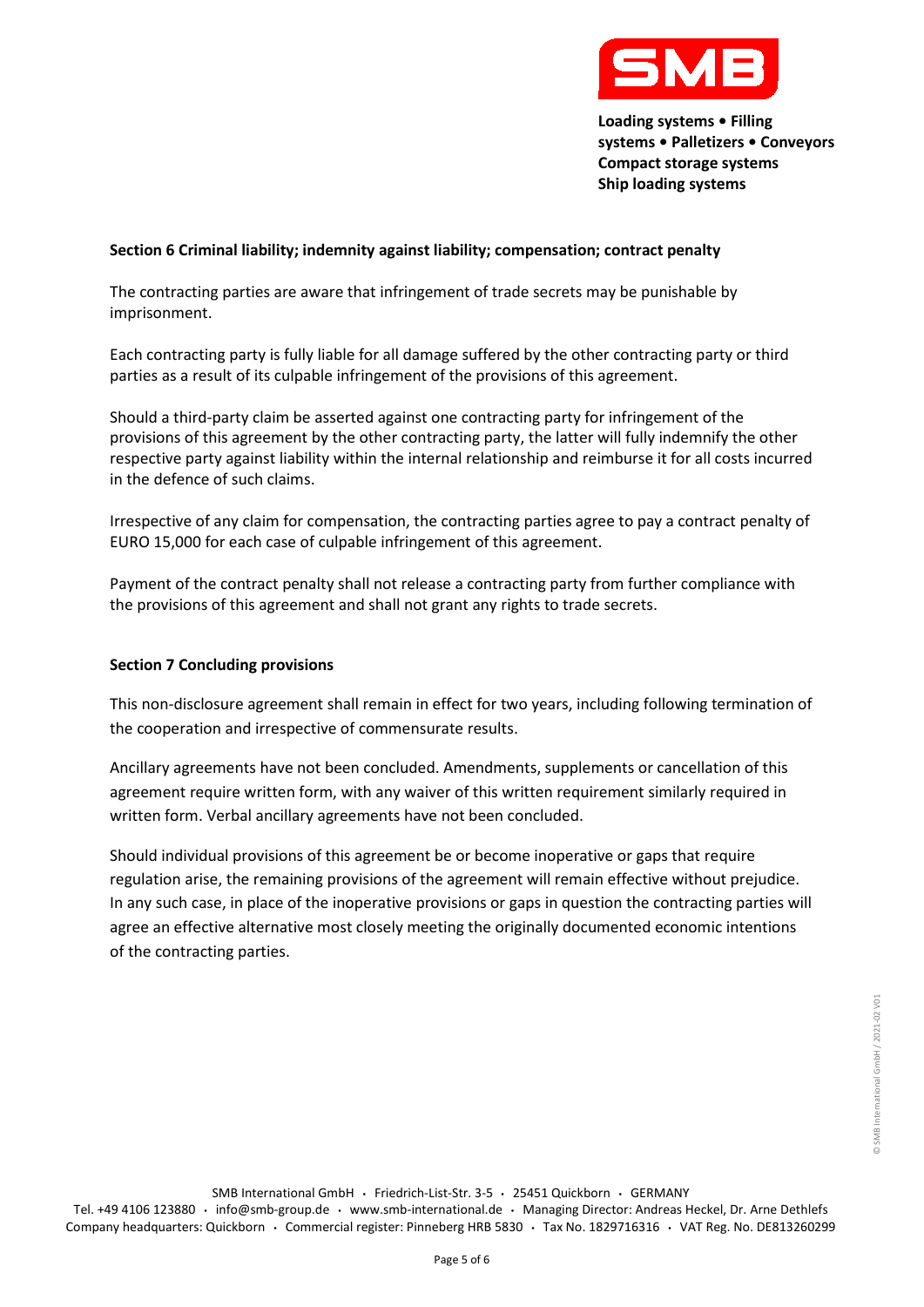## Section 6 Criminal liability; indemnity against liability; compensation; contract penalty

The contracting parties are aware that infringement of trade secrets may be punishable by imprisonment.

Each contracting party is fully liable for all damage suffered by the other contracting party or third parties as a result of its culpable infringement of the provisions of this agreement.

Should a third-party claim be asserted against one contracting party for infringement of the provisions of this agreement by the other contracting party, the latter will fully indemnify the other respective party against liability within the internal relationship and reimburse it for all costs incurred in the defence of such claims.

Irrespective of any claim for compensation, the contracting parties agree to pay a contract penalty of EURO 15,000 for each case of culpable infringement of this agreement.

Payment of the contract penalty shall not release a contracting party from further compliance with the provisions of this agreement and shall not grant any rights to trade secrets.

## Section 7 Concluding provisions

This non-disclosure agreement shall remain in effect for two years, including following termination of the cooperation and irrespective of commensurate results.

Ancillary agreements have not been concluded. Amendments, supplements or cancellation of this agreement require written form, with any waiver of this written requirement similarly required in written form. Verbal ancillary agreements have not been concluded.

Should individual provisions of this agreement be or become inoperative or gaps that require regulation arise, the remaining provisions of the agreement will remain effective without prejudice. In any such case, in place of the inoperative provisions or gaps in question the contracting parties will agree an effective alternative most closely meeting the originally documented economic intentions of the contracting parties.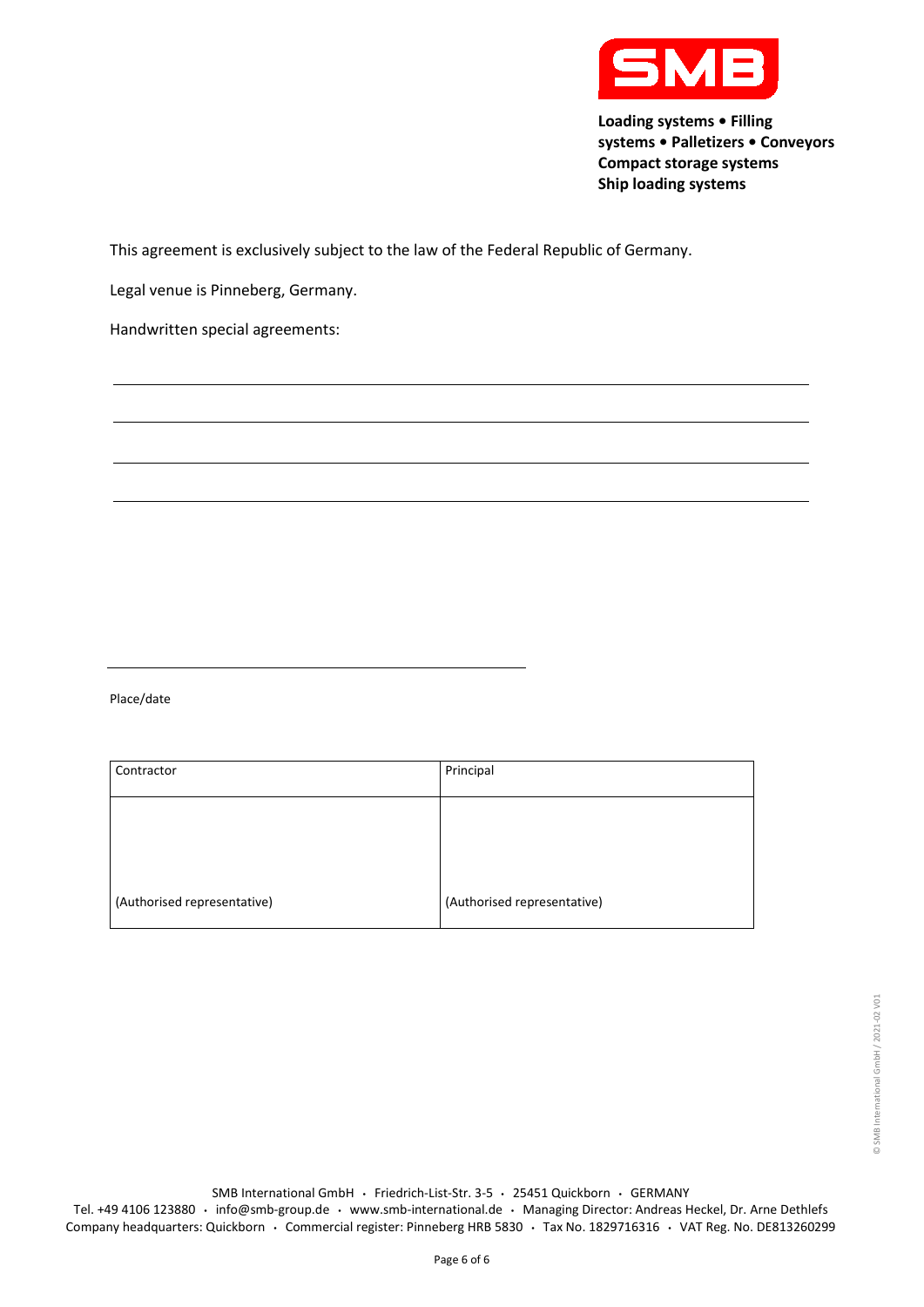This agreement is exclusively subject to the law of the Federal Republic of Germany.

Legal venue is Pinneberg, Germany.

Handwritten special agreements:

\_\_\_\_\_\_\_\_\_\_\_\_\_\_\_\_\_\_\_\_\_\_\_\_\_\_\_\_\_\_\_\_\_\_\_\_\_\_\_\_\_\_\_\_\_\_\_\_\_\_\_\_\_\_\_\_\_\_\_\_

\_\_\_\_\_\_\_\_\_\_\_\_\_\_\_\_\_\_\_\_\_\_\_\_\_\_\_\_\_\_\_\_\_\_\_\_\_\_\_\_\_\_\_\_\_\_\_\_\_\_\_\_\_\_\_\_\_\_\_\_

\_\_\_\_\_\_\_\_\_\_\_\_\_\_\_\_\_\_\_\_\_\_\_\_\_\_\_\_\_\_\_\_\_\_\_\_\_\_\_\_\_\_\_\_\_\_\_\_\_\_\_\_\_\_\_\_\_\_\_\_

\_\_\_\_\_\_\_\_\_\_\_\_\_\_\_\_\_\_\_\_\_\_\_\_\_\_\_\_\_\_\_\_\_\_\_\_\_\_\_\_\_\_\_\_\_\_\_\_\_\_\_\_\_\_\_\_\_\_\_\_

\_\_\_\_\_\_\_\_\_\_\_\_\_\_\_\_\_\_\_\_\_\_\_\_\_\_\_\_\_\_\_\_\_\_\_\_

Place/date

| Contractor | Principal |
|---|---|
| <br><br><br>(Authorised representative) | <br><br><br>(Authorised representative) |

SMB International GmbH · Friedrich-List-Str. 3-5 · 25451 Quickborn · GERMANY
Tel. +49 4106 123880 · info@smb-group.de · www.smb-international.de · Managing Director: Andreas Heckel, Dr. Arne Dethlefs
Company headquarters: Quickborn · Commercial register: Pinneberg HRB 5830 · Tax No. 1829716316 · VAT Reg. No. DE813260299